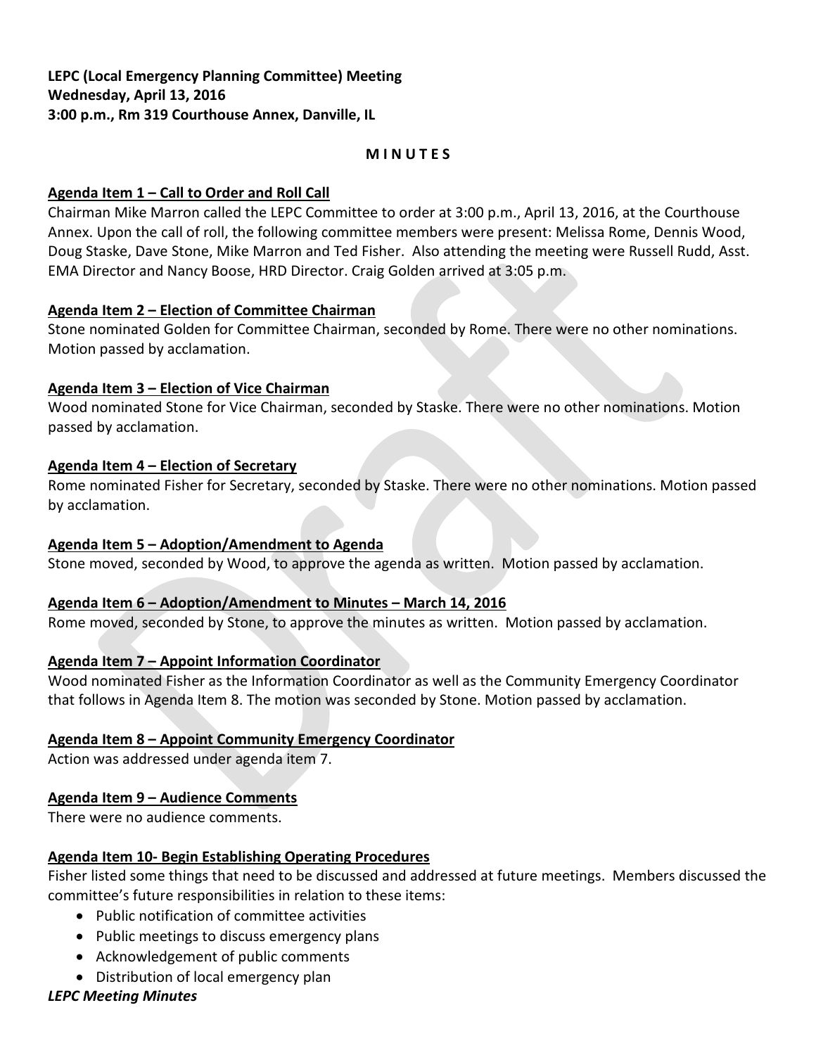**LEPC (Local Emergency Planning Committee) Meeting**
**Wednesday, April 13, 2016**
**3:00 p.m., Rm 319 Courthouse Annex, Danville, IL**

**M I N U T E S**

**Agenda Item 1 – Call to Order and Roll Call**

Chairman Mike Marron called the LEPC Committee to order at 3:00 p.m., April 13, 2016, at the Courthouse Annex. Upon the call of roll, the following committee members were present: Melissa Rome, Dennis Wood, Doug Staske, Dave Stone, Mike Marron and Ted Fisher. Also attending the meeting were Russell Rudd, Asst. EMA Director and Nancy Boose, HRD Director. Craig Golden arrived at 3:05 p.m.

**Agenda Item 2 – Election of Committee Chairman**

Stone nominated Golden for Committee Chairman, seconded by Rome. There were no other nominations. Motion passed by acclamation.

**Agenda Item 3 – Election of Vice Chairman**

Wood nominated Stone for Vice Chairman, seconded by Staske. There were no other nominations. Motion passed by acclamation.

**Agenda Item 4 – Election of Secretary**

Rome nominated Fisher for Secretary, seconded by Staske. There were no other nominations. Motion passed by acclamation.

**Agenda Item 5 – Adoption/Amendment to Agenda**

Stone moved, seconded by Wood, to approve the agenda as written. Motion passed by acclamation.

**Agenda Item 6 – Adoption/Amendment to Minutes – March 14, 2016**

Rome moved, seconded by Stone, to approve the minutes as written. Motion passed by acclamation.

**Agenda Item 7 – Appoint Information Coordinator**

Wood nominated Fisher as the Information Coordinator as well as the Community Emergency Coordinator that follows in Agenda Item 8. The motion was seconded by Stone. Motion passed by acclamation.

**Agenda Item 8 – Appoint Community Emergency Coordinator**

Action was addressed under agenda item 7.

**Agenda Item 9 – Audience Comments**

There were no audience comments.

**Agenda Item 10- Begin Establishing Operating Procedures**

Fisher listed some things that need to be discussed and addressed at future meetings. Members discussed the committee's future responsibilities in relation to these items:

- Public notification of committee activities
- Public meetings to discuss emergency plans
- Acknowledgement of public comments
- Distribution of local emergency plan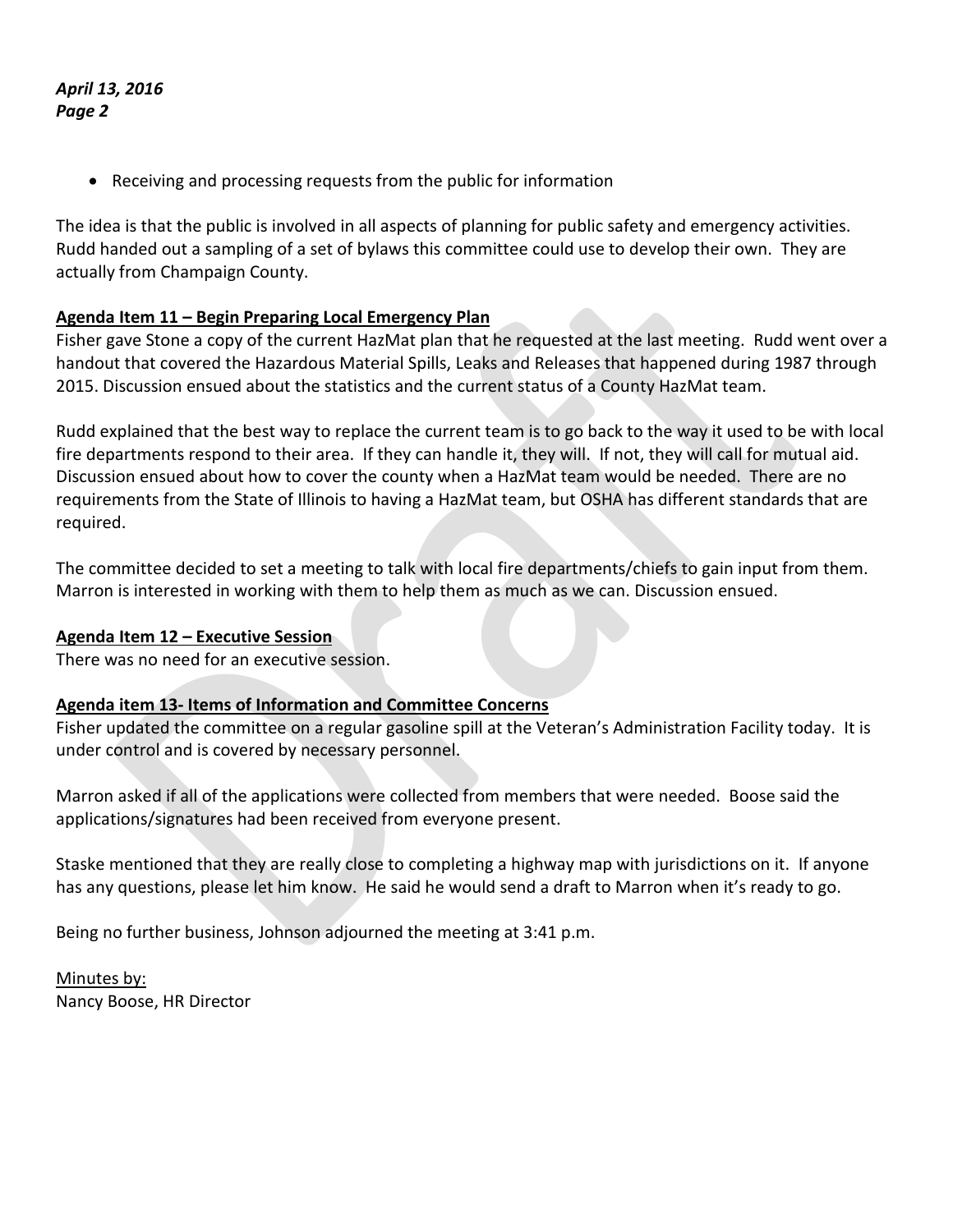- Receiving and processing requests from the public for information

The idea is that the public is involved in all aspects of planning for public safety and emergency activities. Rudd handed out a sampling of a set of bylaws this committee could use to develop their own. They are actually from Champaign County.

**Agenda Item 11 – Begin Preparing Local Emergency Plan**

Fisher gave Stone a copy of the current HazMat plan that he requested at the last meeting. Rudd went over a handout that covered the Hazardous Material Spills, Leaks and Releases that happened during 1987 through 2015. Discussion ensued about the statistics and the current status of a County HazMat team.

Rudd explained that the best way to replace the current team is to go back to the way it used to be with local fire departments respond to their area. If they can handle it, they will. If not, they will call for mutual aid. Discussion ensued about how to cover the county when a HazMat team would be needed. There are no requirements from the State of Illinois to having a HazMat team, but OSHA has different standards that are required.

The committee decided to set a meeting to talk with local fire departments/chiefs to gain input from them. Marron is interested in working with them to help them as much as we can. Discussion ensued.

**Agenda Item 12 – Executive Session**

There was no need for an executive session.

**Agenda item 13- Items of Information and Committee Concerns**

Fisher updated the committee on a regular gasoline spill at the Veteran's Administration Facility today. It is under control and is covered by necessary personnel.

Marron asked if all of the applications were collected from members that were needed. Boose said the applications/signatures had been received from everyone present.

Staske mentioned that they are really close to completing a highway map with jurisdictions on it. If anyone has any questions, please let him know. He said he would send a draft to Marron when it's ready to go.

Being no further business, Johnson adjourned the meeting at 3:41 p.m.

Minutes by:
Nancy Boose, HR Director